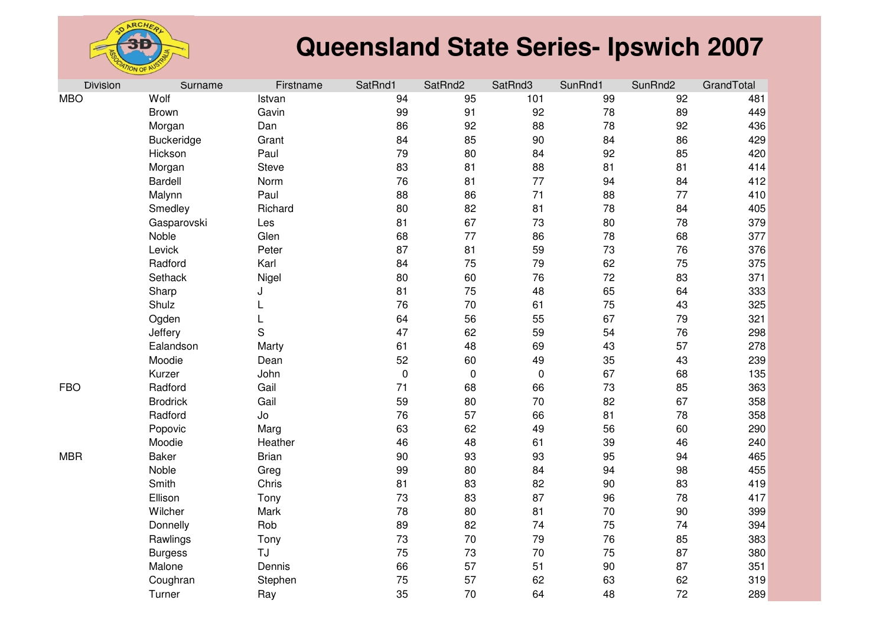# Queensland State Series- Ipswich 2007

| Division | Surname | Firstname | SatRnd1 | SatRnd2 | SatRnd3 | SunRnd1 | SunRnd2 | GrandTotal |
|---|---|---|---|---|---|---|---|---|
| MBO | Wolf | Istvan | 94 | 95 | 101 | 99 | 92 | 481 |
| | Brown | Gavin | 99 | 91 | 92 | 78 | 89 | 449 |
| | Morgan | Dan | 86 | 92 | 88 | 78 | 92 | 436 |
| | Buckeridge | Grant | 84 | 85 | 90 | 84 | 86 | 429 |
| | Hickson | Paul | 79 | 80 | 84 | 92 | 85 | 420 |
| | Morgan | Steve | 83 | 81 | 88 | 81 | 81 | 414 |
| | Bardell | Norm | 76 | 81 | 77 | 94 | 84 | 412 |
| | Malynn | Paul | 88 | 86 | 71 | 88 | 77 | 410 |
| | Smedley | Richard | 80 | 82 | 81 | 78 | 84 | 405 |
| | Gasparovski | Les | 81 | 67 | 73 | 80 | 78 | 379 |
| | Noble | Glen | 68 | 77 | 86 | 78 | 68 | 377 |
| | Levick | Peter | 87 | 81 | 59 | 73 | 76 | 376 |
| | Radford | Karl | 84 | 75 | 79 | 62 | 75 | 375 |
| | Sethack | Nigel | 80 | 60 | 76 | 72 | 83 | 371 |
| | Sharp | J | 81 | 75 | 48 | 65 | 64 | 333 |
| | Shulz | L | 76 | 70 | 61 | 75 | 43 | 325 |
| | Ogden | L | 64 | 56 | 55 | 67 | 79 | 321 |
| | Jeffery | S | 47 | 62 | 59 | 54 | 76 | 298 |
| | Ealandson | Marty | 61 | 48 | 69 | 43 | 57 | 278 |
| | Moodie | Dean | 52 | 60 | 49 | 35 | 43 | 239 |
| | Kurzer | John | 0 | 0 | 0 | 67 | 68 | 135 |
| FBO | Radford | Gail | 71 | 68 | 66 | 73 | 85 | 363 |
| | Brodrick | Gail | 59 | 80 | 70 | 82 | 67 | 358 |
| | Radford | Jo | 76 | 57 | 66 | 81 | 78 | 358 |
| | Popovic | Marg | 63 | 62 | 49 | 56 | 60 | 290 |
| | Moodie | Heather | 46 | 48 | 61 | 39 | 46 | 240 |
| MBR | Baker | Brian | 90 | 93 | 93 | 95 | 94 | 465 |
| | Noble | Greg | 99 | 80 | 84 | 94 | 98 | 455 |
| | Smith | Chris | 81 | 83 | 82 | 90 | 83 | 419 |
| | Ellison | Tony | 73 | 83 | 87 | 96 | 78 | 417 |
| | Wilcher | Mark | 78 | 80 | 81 | 70 | 90 | 399 |
| | Donnelly | Rob | 89 | 82 | 74 | 75 | 74 | 394 |
| | Rawlings | Tony | 73 | 70 | 79 | 76 | 85 | 383 |
| | Burgess | TJ | 75 | 73 | 70 | 75 | 87 | 380 |
| | Malone | Dennis | 66 | 57 | 51 | 90 | 87 | 351 |
| | Coughran | Stephen | 75 | 57 | 62 | 63 | 62 | 319 |
| | Turner | Ray | 35 | 70 | 64 | 48 | 72 | 289 |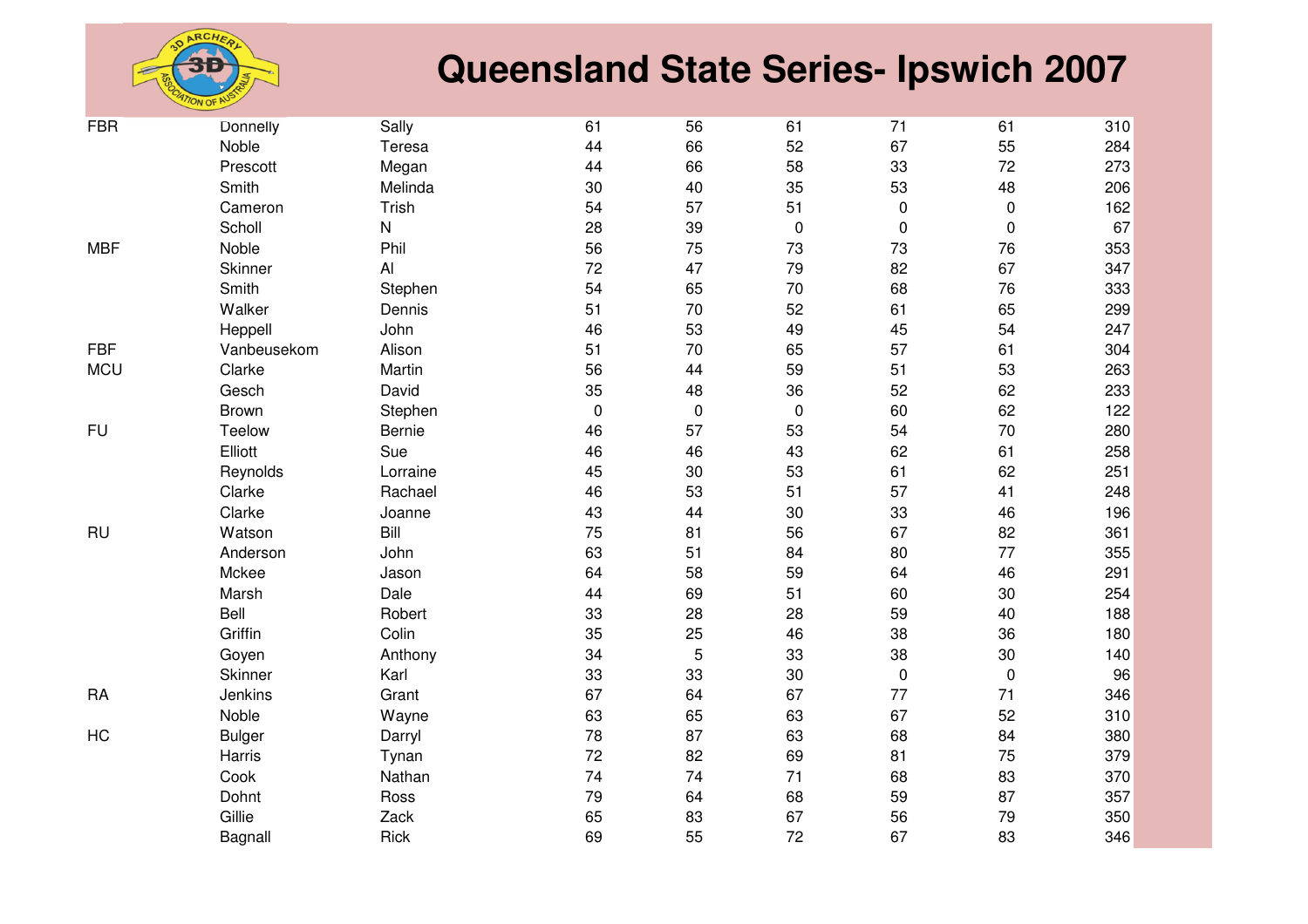# Queensland State Series- Ipswich 2007

| | | | | | | | | |
|---|---|---|---|---|---|---|---|---|
| FBR | Donnelly | Sally | 61 | 56 | 61 | 71 | 61 | 310 |
| | Noble | Teresa | 44 | 66 | 52 | 67 | 55 | 284 |
| | Prescott | Megan | 44 | 66 | 58 | 33 | 72 | 273 |
| | Smith | Melinda | 30 | 40 | 35 | 53 | 48 | 206 |
| | Cameron | Trish | 54 | 57 | 51 | 0 | 0 | 162 |
| | Scholl | N | 28 | 39 | 0 | 0 | 0 | 67 |
| MBF | Noble | Phil | 56 | 75 | 73 | 73 | 76 | 353 |
| | Skinner | Al | 72 | 47 | 79 | 82 | 67 | 347 |
| | Smith | Stephen | 54 | 65 | 70 | 68 | 76 | 333 |
| | Walker | Dennis | 51 | 70 | 52 | 61 | 65 | 299 |
| | Heppell | John | 46 | 53 | 49 | 45 | 54 | 247 |
| FBF | Vanbeusekom | Alison | 51 | 70 | 65 | 57 | 61 | 304 |
| MCU | Clarke | Martin | 56 | 44 | 59 | 51 | 53 | 263 |
| | Gesch | David | 35 | 48 | 36 | 52 | 62 | 233 |
| | Brown | Stephen | 0 | 0 | 0 | 60 | 62 | 122 |
| FU | Teelow | Bernie | 46 | 57 | 53 | 54 | 70 | 280 |
| | Elliott | Sue | 46 | 46 | 43 | 62 | 61 | 258 |
| | Reynolds | Lorraine | 45 | 30 | 53 | 61 | 62 | 251 |
| | Clarke | Rachael | 46 | 53 | 51 | 57 | 41 | 248 |
| | Clarke | Joanne | 43 | 44 | 30 | 33 | 46 | 196 |
| RU | Watson | Bill | 75 | 81 | 56 | 67 | 82 | 361 |
| | Anderson | John | 63 | 51 | 84 | 80 | 77 | 355 |
| | Mckee | Jason | 64 | 58 | 59 | 64 | 46 | 291 |
| | Marsh | Dale | 44 | 69 | 51 | 60 | 30 | 254 |
| | Bell | Robert | 33 | 28 | 28 | 59 | 40 | 188 |
| | Griffin | Colin | 35 | 25 | 46 | 38 | 36 | 180 |
| | Goyen | Anthony | 34 | 5 | 33 | 38 | 30 | 140 |
| | Skinner | Karl | 33 | 33 | 30 | 0 | 0 | 96 |
| RA | Jenkins | Grant | 67 | 64 | 67 | 77 | 71 | 346 |
| | Noble | Wayne | 63 | 65 | 63 | 67 | 52 | 310 |
| HC | Bulger | Darryl | 78 | 87 | 63 | 68 | 84 | 380 |
| | Harris | Tynan | 72 | 82 | 69 | 81 | 75 | 379 |
| | Cook | Nathan | 74 | 74 | 71 | 68 | 83 | 370 |
| | Dohnt | Ross | 79 | 64 | 68 | 59 | 87 | 357 |
| | Gillie | Zack | 65 | 83 | 67 | 56 | 79 | 350 |
| | Bagnall | Rick | 69 | 55 | 72 | 67 | 83 | 346 |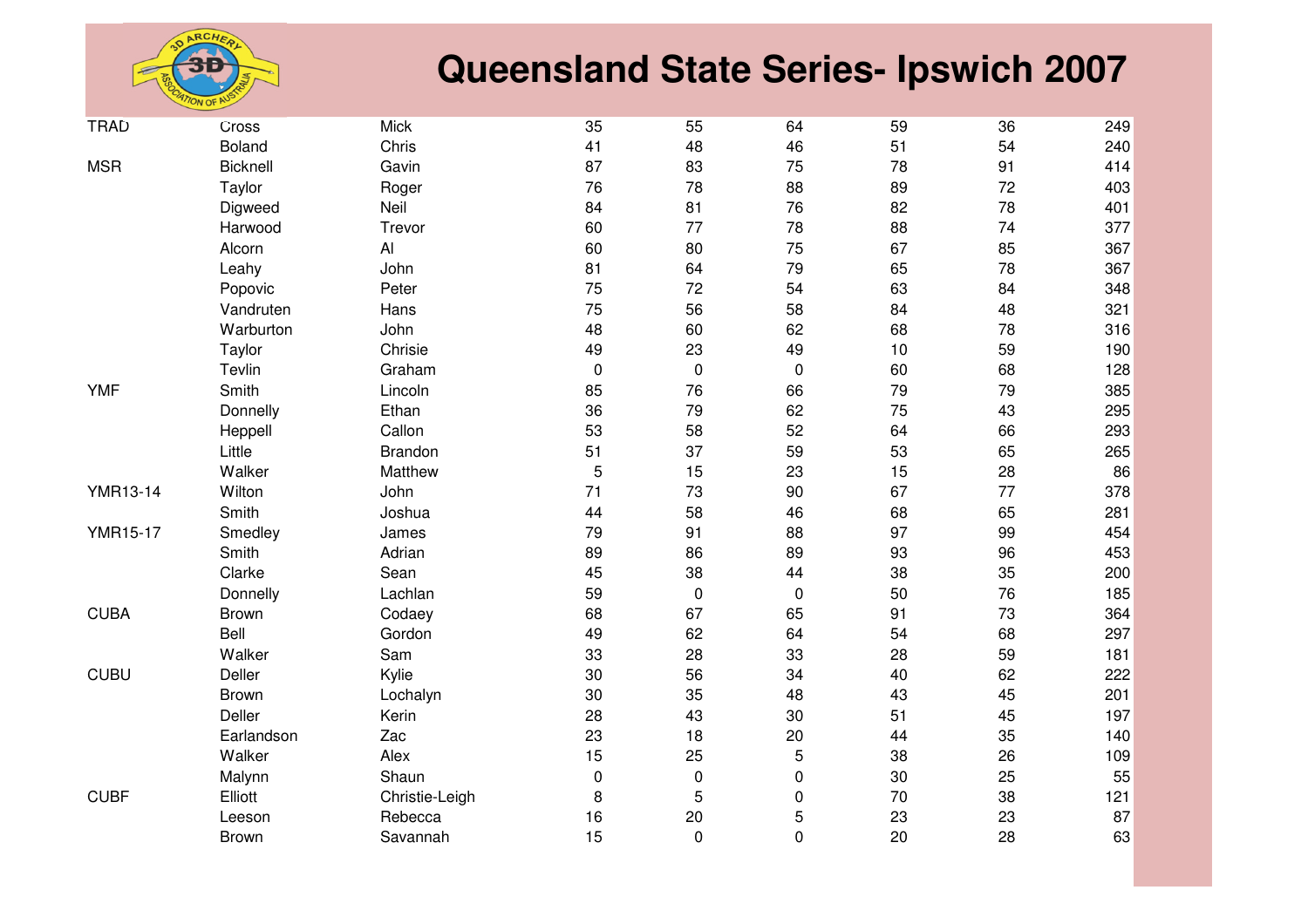# Queensland State Series- Ipswich 2007

| | | | | | | | | |
|---|---|---|---|---|---|---|---|---|
| TRAD | Cross | Mick | 35 | 55 | 64 | 59 | 36 | 249 |
| | Boland | Chris | 41 | 48 | 46 | 51 | 54 | 240 |
| MSR | Bicknell | Gavin | 87 | 83 | 75 | 78 | 91 | 414 |
| | Taylor | Roger | 76 | 78 | 88 | 89 | 72 | 403 |
| | Digweed | Neil | 84 | 81 | 76 | 82 | 78 | 401 |
| | Harwood | Trevor | 60 | 77 | 78 | 88 | 74 | 377 |
| | Alcorn | Al | 60 | 80 | 75 | 67 | 85 | 367 |
| | Leahy | John | 81 | 64 | 79 | 65 | 78 | 367 |
| | Popovic | Peter | 75 | 72 | 54 | 63 | 84 | 348 |
| | Vandruten | Hans | 75 | 56 | 58 | 84 | 48 | 321 |
| | Warburton | John | 48 | 60 | 62 | 68 | 78 | 316 |
| | Taylor | Chrisie | 49 | 23 | 49 | 10 | 59 | 190 |
| | Tevlin | Graham | 0 | 0 | 0 | 60 | 68 | 128 |
| YMF | Smith | Lincoln | 85 | 76 | 66 | 79 | 79 | 385 |
| | Donnelly | Ethan | 36 | 79 | 62 | 75 | 43 | 295 |
| | Heppell | Callon | 53 | 58 | 52 | 64 | 66 | 293 |
| | Little | Brandon | 51 | 37 | 59 | 53 | 65 | 265 |
| | Walker | Matthew | 5 | 15 | 23 | 15 | 28 | 86 |
| YMR13-14 | Wilton | John | 71 | 73 | 90 | 67 | 77 | 378 |
| | Smith | Joshua | 44 | 58 | 46 | 68 | 65 | 281 |
| YMR15-17 | Smedley | James | 79 | 91 | 88 | 97 | 99 | 454 |
| | Smith | Adrian | 89 | 86 | 89 | 93 | 96 | 453 |
| | Clarke | Sean | 45 | 38 | 44 | 38 | 35 | 200 |
| | Donnelly | Lachlan | 59 | 0 | 0 | 50 | 76 | 185 |
| CUBA | Brown | Codaey | 68 | 67 | 65 | 91 | 73 | 364 |
| | Bell | Gordon | 49 | 62 | 64 | 54 | 68 | 297 |
| | Walker | Sam | 33 | 28 | 33 | 28 | 59 | 181 |
| CUBU | Deller | Kylie | 30 | 56 | 34 | 40 | 62 | 222 |
| | Brown | Lochalyn | 30 | 35 | 48 | 43 | 45 | 201 |
| | Deller | Kerin | 28 | 43 | 30 | 51 | 45 | 197 |
| | Earlandson | Zac | 23 | 18 | 20 | 44 | 35 | 140 |
| | Walker | Alex | 15 | 25 | 5 | 38 | 26 | 109 |
| | Malynn | Shaun | 0 | 0 | 0 | 30 | 25 | 55 |
| CUBF | Elliott | Christie-Leigh | 8 | 5 | 0 | 70 | 38 | 121 |
| | Leeson | Rebecca | 16 | 20 | 5 | 23 | 23 | 87 |
| | Brown | Savannah | 15 | 0 | 0 | 20 | 28 | 63 |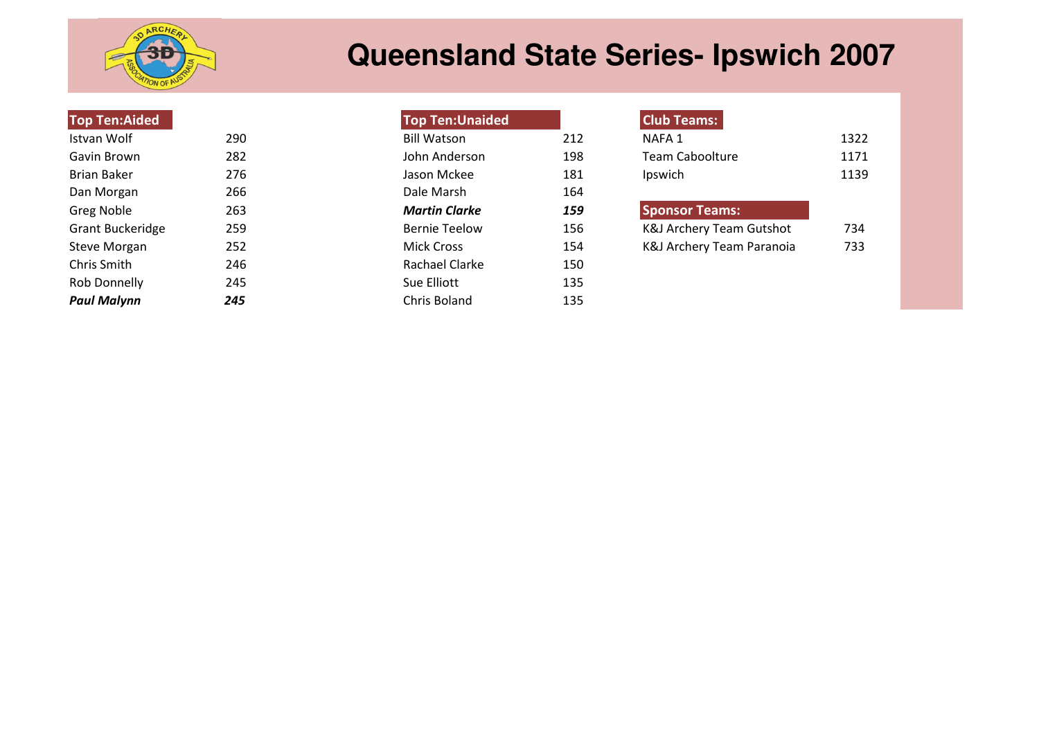# Queensland State Series- Ipswich 2007

| Top Ten:Aided | |
|---|---|
| Istvan Wolf | 290 |
| Gavin Brown | 282 |
| Brian Baker | 276 |
| Dan Morgan | 266 |
| Greg Noble | 263 |
| Grant Buckeridge | 259 |
| Steve Morgan | 252 |
| Chris Smith | 246 |
| Rob Donnelly | 245 |
| ***Paul Malynn*** | ***245*** |

| Top Ten:Unaided | |
|---|---|
| Bill Watson | 212 |
| John Anderson | 198 |
| Jason Mckee | 181 |
| Dale Marsh | 164 |
| ***Martin Clarke*** | ***159*** |
| Bernie Teelow | 156 |
| Mick Cross | 154 |
| Rachael Clarke | 150 |
| Sue Elliott | 135 |
| Chris Boland | 135 |

| Club Teams: | |
|---|---|
| NAFA 1 | 1322 |
| Team Caboolture | 1171 |
| Ipswich | 1139 |

| Sponsor Teams: | |
|---|---|
| K&J Archery Team Gutshot | 734 |
| K&J Archery Team Paranoia | 733 |